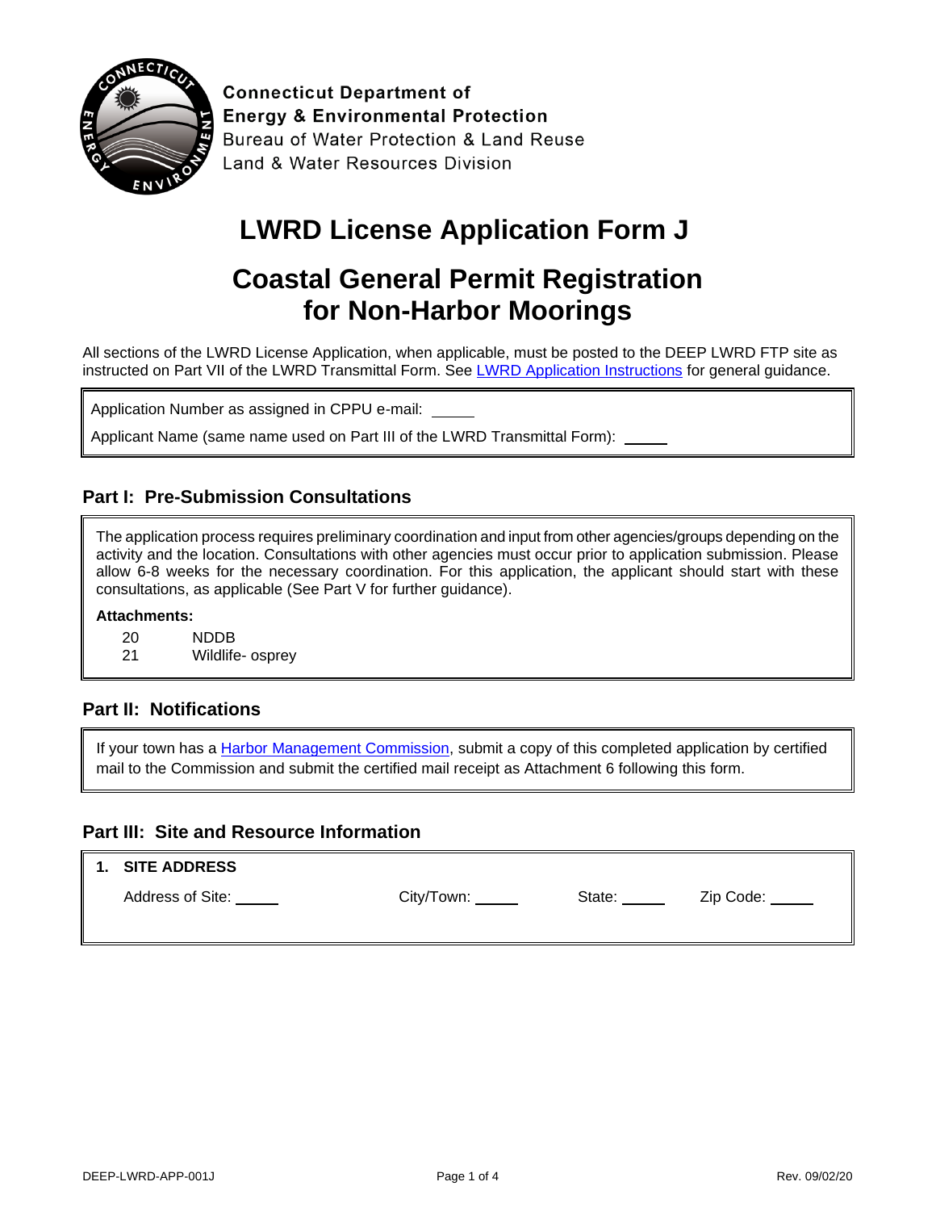Connecticut Department of
Energy & Environmental Protection
Bureau of Water Protection & Land Reuse
Land & Water Resources Division

# LWRD License Application Form J

# Coastal General Permit Registration for Non-Harbor Moorings

All sections of the LWRD License Application, when applicable, must be posted to the DEEP LWRD FTP site as instructed on Part VII of the LWRD Transmittal Form. See LWRD Application Instructions for general guidance.

Application Number as assigned in CPPU e-mail: _____

Applicant Name (same name used on Part III of the LWRD Transmittal Form): _____

## Part I: Pre-Submission Consultations

The application process requires preliminary coordination and input from other agencies/groups depending on the activity and the location. Consultations with other agencies must occur prior to application submission. Please allow 6-8 weeks for the necessary coordination. For this application, the applicant should start with these consultations, as applicable (See Part V for further guidance).

**Attachments:**

| | |
|---|---|
| 20 | NDDB |
| 21 | Wildlife- osprey |

## Part II: Notifications

If your town has a Harbor Management Commission, submit a copy of this completed application by certified mail to the Commission and submit the certified mail receipt as Attachment 6 following this form.

## Part III: Site and Resource Information

**1. SITE ADDRESS**

Address of Site: _____ City/Town: _____ State: _____ Zip Code: _____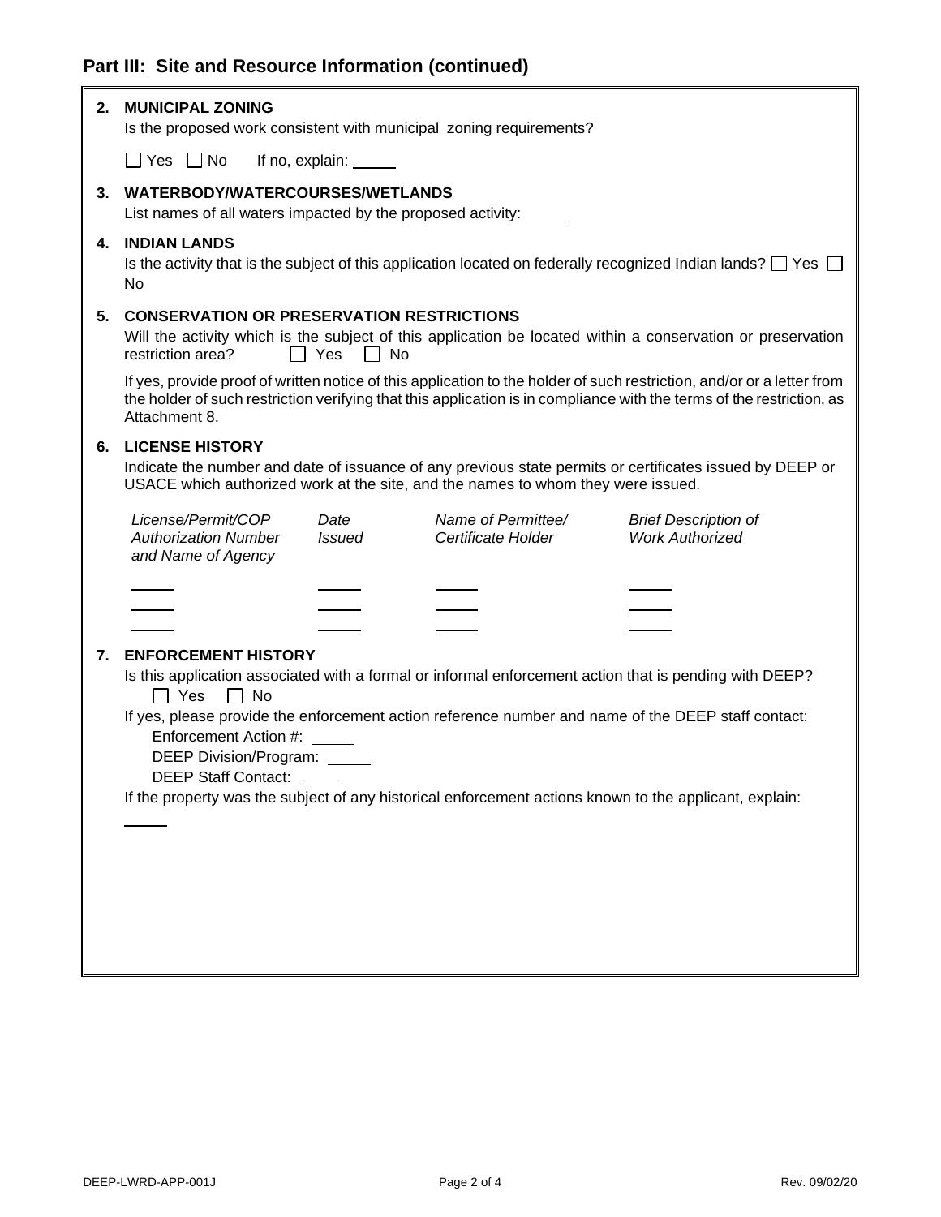## Part III: Site and Resource Information (continued)

**2. MUNICIPAL ZONING**

Is the proposed work consistent with municipal zoning requirements?

☐ Yes ☐ No  If no, explain: _____

**3. WATERBODY/WATERCOURSES/WETLANDS**

List names of all waters impacted by the proposed activity: _____

**4. INDIAN LANDS**

Is the activity that is the subject of this application located on federally recognized Indian lands? ☐ Yes ☐ No

**5. CONSERVATION OR PRESERVATION RESTRICTIONS**

Will the activity which is the subject of this application be located within a conservation or preservation restriction area? ☐ Yes ☐ No

If yes, provide proof of written notice of this application to the holder of such restriction, and/or or a letter from the holder of such restriction verifying that this application is in compliance with the terms of the restriction, as Attachment 8.

**6. LICENSE HISTORY**

Indicate the number and date of issuance of any previous state permits or certificates issued by DEEP or USACE which authorized work at the site, and the names to whom they were issued.

| *License/Permit/COP Authorization Number and Name of Agency* | *Date Issued* | *Name of Permittee/ Certificate Holder* | *Brief Description of Work Authorized* |
|---|---|---|---|
| _____ | _____ | _____ | _____ |
| _____ | _____ | _____ | _____ |
| _____ | _____ | _____ | _____ |

**7. ENFORCEMENT HISTORY**

Is this application associated with a formal or informal enforcement action that is pending with DEEP?

☐ Yes ☐ No

If yes, please provide the enforcement action reference number and name of the DEEP staff contact:

Enforcement Action #: _____

DEEP Division/Program: _____

DEEP Staff Contact: _____

If the property was the subject of any historical enforcement actions known to the applicant, explain:

_____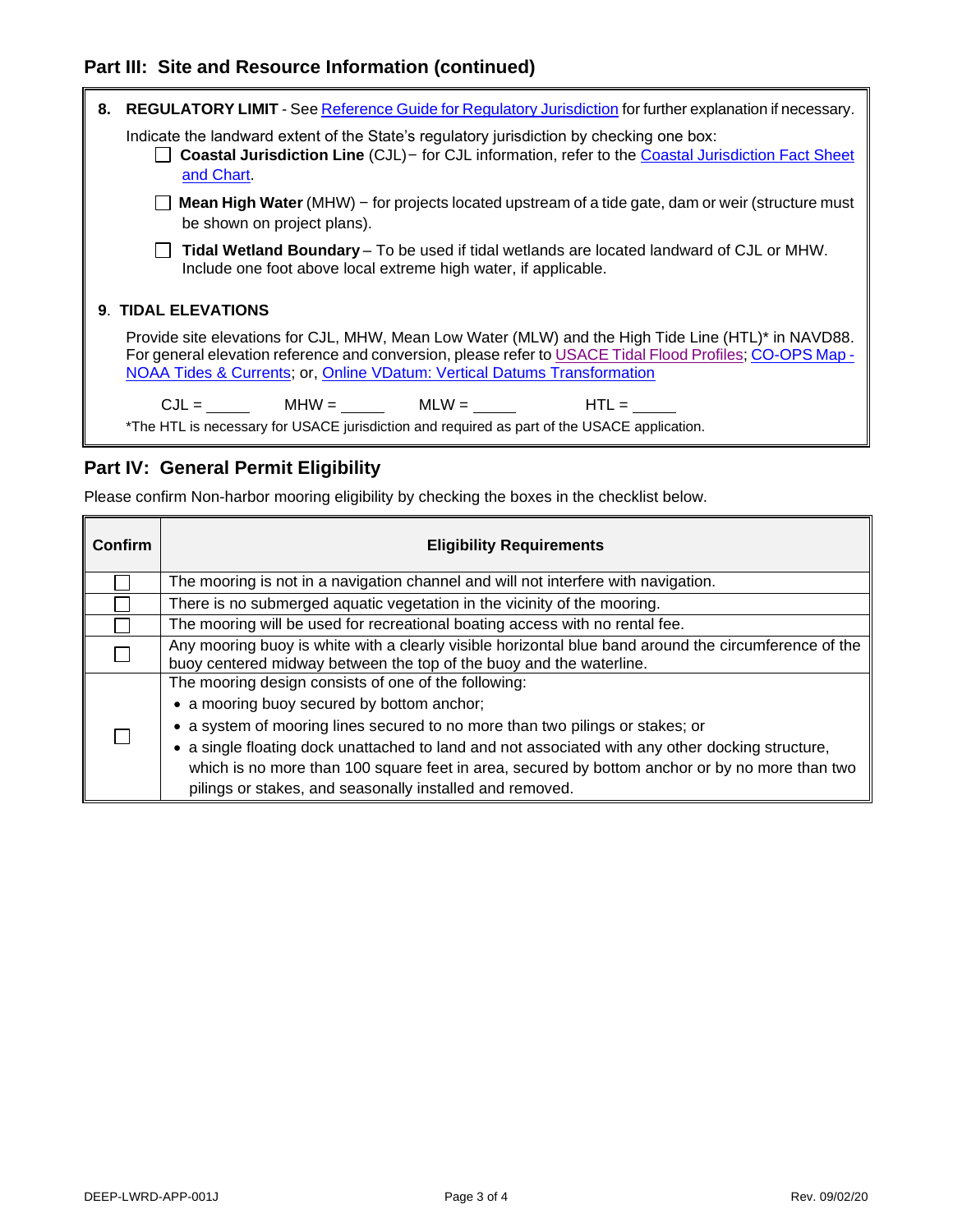## Part III: Site and Resource Information (continued)

**8. REGULATORY LIMIT** - See Reference Guide for Regulatory Jurisdiction for further explanation if necessary.

Indicate the landward extent of the State's regulatory jurisdiction by checking one box:

- ☐ **Coastal Jurisdiction Line** (CJL)− for CJL information, refer to the Coastal Jurisdiction Fact Sheet and Chart.
- ☐ **Mean High Water** (MHW) − for projects located upstream of a tide gate, dam or weir (structure must be shown on project plans).
- ☐ **Tidal Wetland Boundary** – To be used if tidal wetlands are located landward of CJL or MHW. Include one foot above local extreme high water, if applicable.

**9. TIDAL ELEVATIONS**

Provide site elevations for CJL, MHW, Mean Low Water (MLW) and the High Tide Line (HTL)* in NAVD88. For general elevation reference and conversion, please refer to USACE Tidal Flood Profiles; CO-OPS Map - NOAA Tides & Currents; or, Online VDatum: Vertical Datums Transformation

CJL = _____ MHW = _____ MLW = _____ HTL = _____

*The HTL is necessary for USACE jurisdiction and required as part of the USACE application.

## Part IV: General Permit Eligibility

Please confirm Non-harbor mooring eligibility by checking the boxes in the checklist below.

| Confirm | Eligibility Requirements |
|---|---|
| ☐ | The mooring is not in a navigation channel and will not interfere with navigation. |
| ☐ | There is no submerged aquatic vegetation in the vicinity of the mooring. |
| ☐ | The mooring will be used for recreational boating access with no rental fee. |
| ☐ | Any mooring buoy is white with a clearly visible horizontal blue band around the circumference of the buoy centered midway between the top of the buoy and the waterline. |
| ☐ | The mooring design consists of one of the following:<br>• a mooring buoy secured by bottom anchor;<br>• a system of mooring lines secured to no more than two pilings or stakes; or<br>• a single floating dock unattached to land and not associated with any other docking structure, which is no more than 100 square feet in area, secured by bottom anchor or by no more than two pilings or stakes, and seasonally installed and removed. |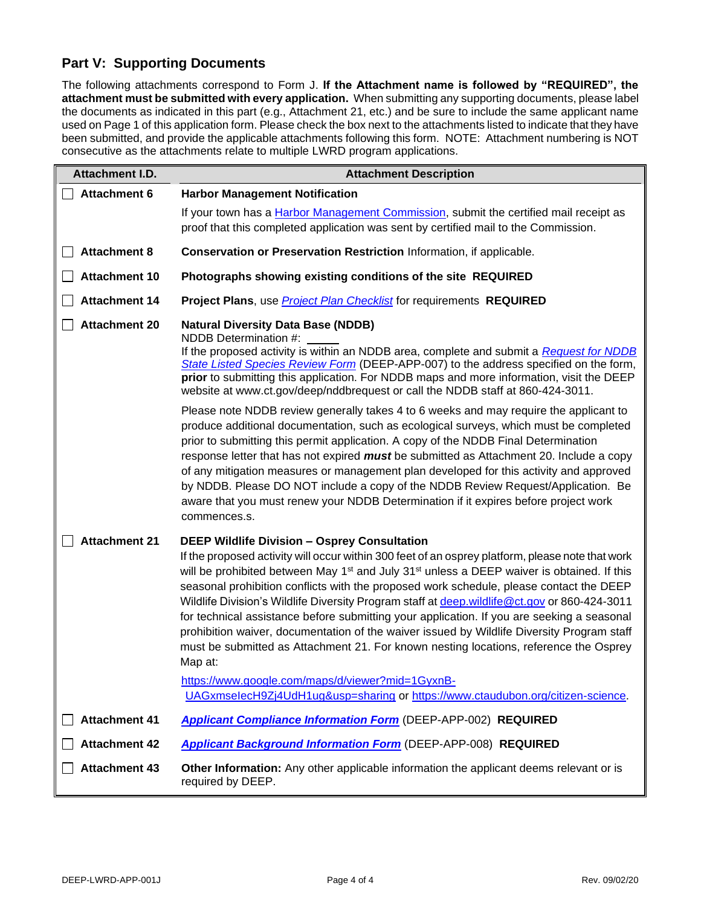## Part V: Supporting Documents

The following attachments correspond to Form J. **If the Attachment name is followed by "REQUIRED", the attachment must be submitted with every application.** When submitting any supporting documents, please label the documents as indicated in this part (e.g., Attachment 21, etc.) and be sure to include the same applicant name used on Page 1 of this application form. Please check the box next to the attachments listed to indicate that they have been submitted, and provide the applicable attachments following this form. NOTE: Attachment numbering is NOT consecutive as the attachments relate to multiple LWRD program applications.

| Attachment I.D. | Attachment Description |
|---|---|
| ☐ Attachment 6 | **Harbor Management Notification**<br>If your town has a Harbor Management Commission, submit the certified mail receipt as proof that this completed application was sent by certified mail to the Commission. |
| ☐ Attachment 8 | **Conservation or Preservation Restriction** Information, if applicable. |
| ☐ Attachment 10 | **Photographs showing existing conditions of the site REQUIRED** |
| ☐ Attachment 14 | **Project Plans**, use *Project Plan Checklist* for requirements **REQUIRED** |
| ☐ Attachment 20 | **Natural Diversity Data Base (NDDB)**<br>NDDB Determination #: \_\_\_\_\_<br>If the proposed activity is within an NDDB area, complete and submit a *Request for NDDB State Listed Species Review Form* (DEEP-APP-007) to the address specified on the form, **prior** to submitting this application. For NDDB maps and more information, visit the DEEP website at www.ct.gov/deep/nddbrequest or call the NDDB staff at 860-424-3011.<br><br>Please note NDDB review generally takes 4 to 6 weeks and may require the applicant to produce additional documentation, such as ecological surveys, which must be completed prior to submitting this permit application. A copy of the NDDB Final Determination response letter that has not expired ***must*** be submitted as Attachment 20. Include a copy of any mitigation measures or management plan developed for this activity and approved by NDDB. Please DO NOT include a copy of the NDDB Review Request/Application. Be aware that you must renew your NDDB Determination if it expires before project work commences.s. |
| ☐ Attachment 21 | **DEEP Wildlife Division – Osprey Consultation**<br>If the proposed activity will occur within 300 feet of an osprey platform, please note that work will be prohibited between May 1st and July 31st unless a DEEP waiver is obtained. If this seasonal prohibition conflicts with the proposed work schedule, please contact the DEEP Wildlife Division's Wildlife Diversity Program staff at deep.wildlife@ct.gov or 860-424-3011 for technical assistance before submitting your application. If you are seeking a seasonal prohibition waiver, documentation of the waiver issued by Wildlife Diversity Program staff must be submitted as Attachment 21. For known nesting locations, reference the Osprey Map at:<br><br>https://www.google.com/maps/d/viewer?mid=1GyxnB-UAGxmseIecH9Zj4UdH1ug&usp=sharing or https://www.ctaudubon.org/citizen-science. |
| ☐ Attachment 41 | ***Applicant Compliance Information Form*** (DEEP-APP-002) **REQUIRED** |
| ☐ Attachment 42 | ***Applicant Background Information Form*** (DEEP-APP-008) **REQUIRED** |
| ☐ Attachment 43 | **Other Information:** Any other applicable information the applicant deems relevant or is required by DEEP. |

DEEP-LWRD-APP-001J Rev. 09/02/20